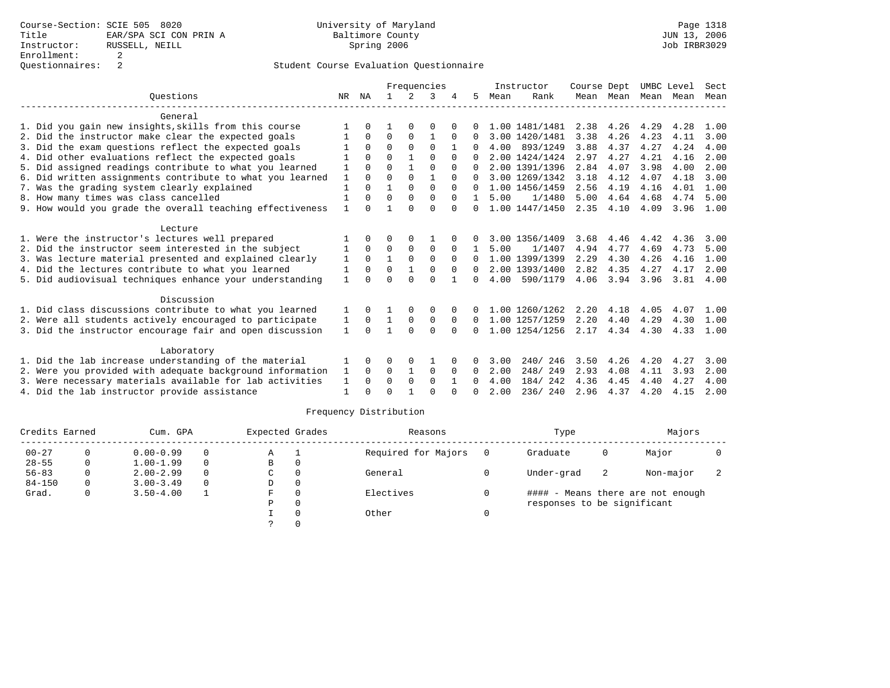Course-Section: SCIE 505 8020
Title: EAR/SPA SCI CON PRIN A
Instructor: RUSSELL, NEILL
Enrollment: 2
Questionnaires: 2

University of Maryland
Baltimore County
Spring 2006

JUN 13, 2006
Job IRBR3029

## Student Course Evaluation Questionnaire

| Questions | NR | NA | 1 | 2 | 3 | 4 | 5 | Instructor Mean | Instructor Rank | Course Mean | Dept Mean | UMBC Mean | Level Mean | Sect Mean |
|---|---|---|---|---|---|---|---|---|---|---|---|---|---|---|
| **General** | | | | | | | | | | | | | | |
| 1. Did you gain new insights,skills from this course | 1 | 0 | 1 | 0 | 0 | 0 | 0 | 1.00 | 1481/1481 | 2.38 | 4.26 | 4.29 | 4.28 | 1.00 |
| 2. Did the instructor make clear the expected goals | 1 | 0 | 0 | 0 | 1 | 0 | 0 | 3.00 | 1420/1481 | 3.38 | 4.26 | 4.23 | 4.11 | 3.00 |
| 3. Did the exam questions reflect the expected goals | 1 | 0 | 0 | 0 | 0 | 1 | 0 | 4.00 | 893/1249 | 3.88 | 4.37 | 4.27 | 4.24 | 4.00 |
| 4. Did other evaluations reflect the expected goals | 1 | 0 | 0 | 1 | 0 | 0 | 0 | 2.00 | 1424/1424 | 2.97 | 4.27 | 4.21 | 4.16 | 2.00 |
| 5. Did assigned readings contribute to what you learned | 1 | 0 | 0 | 1 | 0 | 0 | 0 | 2.00 | 1391/1396 | 2.84 | 4.07 | 3.98 | 4.00 | 2.00 |
| 6. Did written assignments contribute to what you learned | 1 | 0 | 0 | 0 | 1 | 0 | 0 | 3.00 | 1269/1342 | 3.18 | 4.12 | 4.07 | 4.18 | 3.00 |
| 7. Was the grading system clearly explained | 1 | 0 | 1 | 0 | 0 | 0 | 0 | 1.00 | 1456/1459 | 2.56 | 4.19 | 4.16 | 4.01 | 1.00 |
| 8. How many times was class cancelled | 1 | 0 | 0 | 0 | 0 | 0 | 1 | 5.00 | 1/1480 | 5.00 | 4.64 | 4.68 | 4.74 | 5.00 |
| 9. How would you grade the overall teaching effectiveness | 1 | 0 | 1 | 0 | 0 | 0 | 0 | 1.00 | 1447/1450 | 2.35 | 4.10 | 4.09 | 3.96 | 1.00 |
| **Lecture** | | | | | | | | | | | | | | |
| 1. Were the instructor's lectures well prepared | 1 | 0 | 0 | 0 | 1 | 0 | 0 | 3.00 | 1356/1409 | 3.68 | 4.46 | 4.42 | 4.36 | 3.00 |
| 2. Did the instructor seem interested in the subject | 1 | 0 | 0 | 0 | 0 | 0 | 1 | 5.00 | 1/1407 | 4.94 | 4.77 | 4.69 | 4.73 | 5.00 |
| 3. Was lecture material presented and explained clearly | 1 | 0 | 1 | 0 | 0 | 0 | 0 | 1.00 | 1399/1399 | 2.29 | 4.30 | 4.26 | 4.16 | 1.00 |
| 4. Did the lectures contribute to what you learned | 1 | 0 | 0 | 1 | 0 | 0 | 0 | 2.00 | 1393/1400 | 2.82 | 4.35 | 4.27 | 4.17 | 2.00 |
| 5. Did audiovisual techniques enhance your understanding | 1 | 0 | 0 | 0 | 0 | 1 | 0 | 4.00 | 590/1179 | 4.06 | 3.94 | 3.96 | 3.81 | 4.00 |
| **Discussion** | | | | | | | | | | | | | | |
| 1. Did class discussions contribute to what you learned | 1 | 0 | 1 | 0 | 0 | 0 | 0 | 1.00 | 1260/1262 | 2.20 | 4.18 | 4.05 | 4.07 | 1.00 |
| 2. Were all students actively encouraged to participate | 1 | 0 | 1 | 0 | 0 | 0 | 0 | 1.00 | 1257/1259 | 2.20 | 4.40 | 4.29 | 4.30 | 1.00 |
| 3. Did the instructor encourage fair and open discussion | 1 | 0 | 1 | 0 | 0 | 0 | 0 | 1.00 | 1254/1256 | 2.17 | 4.34 | 4.30 | 4.33 | 1.00 |
| **Laboratory** | | | | | | | | | | | | | | |
| 1. Did the lab increase understanding of the material | 1 | 0 | 0 | 0 | 1 | 0 | 0 | 3.00 | 240/ 246 | 3.50 | 4.26 | 4.20 | 4.27 | 3.00 |
| 2. Were you provided with adequate background information | 1 | 0 | 0 | 1 | 0 | 0 | 0 | 2.00 | 248/ 249 | 2.93 | 4.08 | 4.11 | 3.93 | 2.00 |
| 3. Were necessary materials available for lab activities | 1 | 0 | 0 | 0 | 0 | 1 | 0 | 4.00 | 184/ 242 | 4.36 | 4.45 | 4.40 | 4.27 | 4.00 |
| 4. Did the lab instructor provide assistance | 1 | 0 | 0 | 1 | 0 | 0 | 0 | 2.00 | 236/ 240 | 2.96 | 4.37 | 4.20 | 4.15 | 2.00 |

## Frequency Distribution

| Credits Earned | | Cum. GPA | | Expected Grades | | Reasons | | Type | | Majors | |
|---|---|---|---|---|---|---|---|---|---|---|---|
| 00-27 | 0 | 0.00-0.99 | 0 | A | 1 | Required for Majors | 0 | Graduate | 0 | Major | 0 |
| 28-55 | 0 | 1.00-1.99 | 0 | B | 0 | | | | | | |
| 56-83 | 0 | 2.00-2.99 | 0 | C | 0 | General | 0 | Under-grad | 2 | Non-major | 2 |
| 84-150 | 0 | 3.00-3.49 | 0 | D | 0 | | | | | | |
| Grad. | 0 | 3.50-4.00 | 1 | F | 0 | Electives | 0 | | | | |
| | | | | P | 0 | | | | | | |
| | | | | I | 0 | Other | 0 | | | | |
| | | | | ? | 0 | | | | | | |

#### - Means there are not enough responses to be significant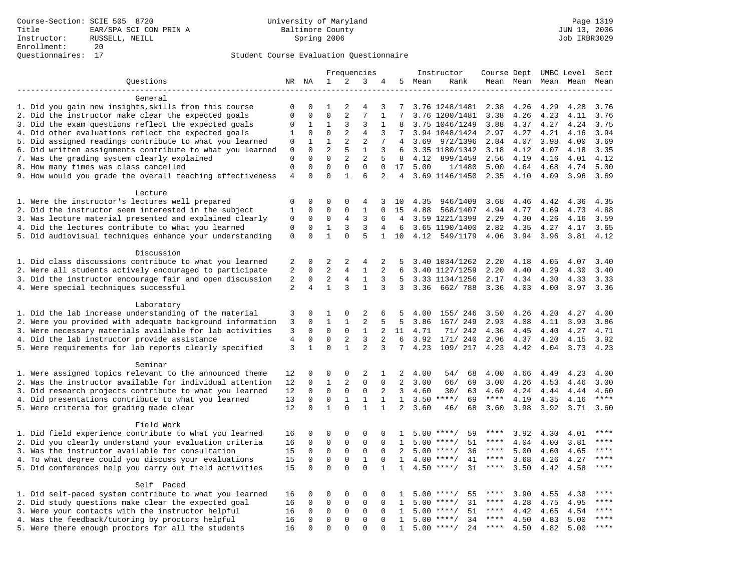Course-Section: SCIE 505 8720
Title: EAR/SPA SCI CON PRIN A
Instructor: RUSSELL, NEILL
Enrollment: 20
Questionnaires: 17

University of Maryland
Baltimore County
Spring 2006

Page 1319
JUN 13, 2006
Job IRBR3029

## Student Course Evaluation Questionnaire

| Questions | NR | NA | 1 | 2 | 3 | 4 | 5 | Instructor Mean | Instructor Rank | Course Mean | Dept Mean | UMBC Mean | Level Mean | Sect Mean |
|---|---|---|---|---|---|---|---|---|---|---|---|---|---|---|
| **General** | | | | | | | | | | | | | | |
| 1. Did you gain new insights,skills from this course | 0 | 0 | 1 | 2 | 4 | 3 | 7 | 3.76 | 1248/1481 | 2.38 | 4.26 | 4.29 | 4.28 | 3.76 |
| 2. Did the instructor make clear the expected goals | 0 | 0 | 0 | 2 | 7 | 1 | 7 | 3.76 | 1200/1481 | 3.38 | 4.26 | 4.23 | 4.11 | 3.76 |
| 3. Did the exam questions reflect the expected goals | 0 | 1 | 1 | 3 | 3 | 1 | 8 | 3.75 | 1046/1249 | 3.88 | 4.37 | 4.27 | 4.24 | 3.75 |
| 4. Did other evaluations reflect the expected goals | 1 | 0 | 0 | 2 | 4 | 3 | 7 | 3.94 | 1048/1424 | 2.97 | 4.27 | 4.21 | 4.16 | 3.94 |
| 5. Did assigned readings contribute to what you learned | 0 | 1 | 1 | 2 | 2 | 7 | 4 | 3.69 | 972/1396 | 2.84 | 4.07 | 3.98 | 4.00 | 3.69 |
| 6. Did written assignments contribute to what you learned | 0 | 0 | 2 | 5 | 1 | 3 | 6 | 3.35 | 1180/1342 | 3.18 | 4.12 | 4.07 | 4.18 | 3.35 |
| 7. Was the grading system clearly explained | 0 | 0 | 0 | 2 | 2 | 5 | 8 | 4.12 | 899/1459 | 2.56 | 4.19 | 4.16 | 4.01 | 4.12 |
| 8. How many times was class cancelled | 0 | 0 | 0 | 0 | 0 | 0 | 17 | 5.00 | 1/1480 | 5.00 | 4.64 | 4.68 | 4.74 | 5.00 |
| 9. How would you grade the overall teaching effectiveness | 4 | 0 | 0 | 1 | 6 | 2 | 4 | 3.69 | 1146/1450 | 2.35 | 4.10 | 4.09 | 3.96 | 3.69 |
| **Lecture** | | | | | | | | | | | | | | |
| 1. Were the instructor's lectures well prepared | 0 | 0 | 0 | 0 | 4 | 3 | 10 | 4.35 | 946/1409 | 3.68 | 4.46 | 4.42 | 4.36 | 4.35 |
| 2. Did the instructor seem interested in the subject | 1 | 0 | 0 | 0 | 1 | 0 | 15 | 4.88 | 568/1407 | 4.94 | 4.77 | 4.69 | 4.73 | 4.88 |
| 3. Was lecture material presented and explained clearly | 0 | 0 | 0 | 4 | 3 | 6 | 4 | 3.59 | 1221/1399 | 2.29 | 4.30 | 4.26 | 4.16 | 3.59 |
| 4. Did the lectures contribute to what you learned | 0 | 0 | 1 | 3 | 3 | 4 | 6 | 3.65 | 1190/1400 | 2.82 | 4.35 | 4.27 | 4.17 | 3.65 |
| 5. Did audiovisual techniques enhance your understanding | 0 | 0 | 1 | 0 | 5 | 1 | 10 | 4.12 | 549/1179 | 4.06 | 3.94 | 3.96 | 3.81 | 4.12 |
| **Discussion** | | | | | | | | | | | | | | |
| 1. Did class discussions contribute to what you learned | 2 | 0 | 2 | 2 | 4 | 2 | 5 | 3.40 | 1034/1262 | 2.20 | 4.18 | 4.05 | 4.07 | 3.40 |
| 2. Were all students actively encouraged to participate | 2 | 0 | 2 | 4 | 1 | 2 | 6 | 3.40 | 1127/1259 | 2.20 | 4.40 | 4.29 | 4.30 | 3.40 |
| 3. Did the instructor encourage fair and open discussion | 2 | 0 | 2 | 4 | 1 | 3 | 5 | 3.33 | 1134/1256 | 2.17 | 4.34 | 4.30 | 4.33 | 3.33 |
| 4. Were special techniques successful | 2 | 4 | 1 | 3 | 1 | 3 | 3 | 3.36 | 662/ 788 | 3.36 | 4.03 | 4.00 | 3.97 | 3.36 |
| **Laboratory** | | | | | | | | | | | | | | |
| 1. Did the lab increase understanding of the material | 3 | 0 | 1 | 0 | 2 | 6 | 5 | 4.00 | 155/ 246 | 3.50 | 4.26 | 4.20 | 4.27 | 4.00 |
| 2. Were you provided with adequate background information | 3 | 0 | 1 | 1 | 2 | 5 | 5 | 3.86 | 167/ 249 | 2.93 | 4.08 | 4.11 | 3.93 | 3.86 |
| 3. Were necessary materials available for lab activities | 3 | 0 | 0 | 0 | 1 | 2 | 11 | 4.71 | 71/ 242 | 4.36 | 4.45 | 4.40 | 4.27 | 4.71 |
| 4. Did the lab instructor provide assistance | 4 | 0 | 0 | 2 | 3 | 2 | 6 | 3.92 | 171/ 240 | 2.96 | 4.37 | 4.20 | 4.15 | 3.92 |
| 5. Were requirements for lab reports clearly specified | 3 | 1 | 0 | 1 | 2 | 3 | 7 | 4.23 | 109/ 217 | 4.23 | 4.42 | 4.04 | 3.73 | 4.23 |
| **Seminar** | | | | | | | | | | | | | | |
| 1. Were assigned topics relevant to the announced theme | 12 | 0 | 0 | 0 | 2 | 1 | 2 | 4.00 | 54/ 68 | 4.00 | 4.66 | 4.49 | 4.23 | 4.00 |
| 2. Was the instructor available for individual attention | 12 | 0 | 1 | 2 | 0 | 0 | 2 | 3.00 | 66/ 69 | 3.00 | 4.26 | 4.53 | 4.46 | 3.00 |
| 3. Did research projects contribute to what you learned | 12 | 0 | 0 | 0 | 0 | 2 | 3 | 4.60 | 30/ 63 | 4.60 | 4.24 | 4.44 | 4.44 | 4.60 |
| 4. Did presentations contribute to what you learned | 13 | 0 | 0 | 1 | 1 | 1 | 1 | 3.50 | ****/ 69 | **** | 4.19 | 4.35 | 4.16 | **** |
| 5. Were criteria for grading made clear | 12 | 0 | 1 | 0 | 1 | 1 | 2 | 3.60 | 46/ 68 | 3.60 | 3.98 | 3.92 | 3.71 | 3.60 |
| **Field Work** | | | | | | | | | | | | | | |
| 1. Did field experience contribute to what you learned | 16 | 0 | 0 | 0 | 0 | 0 | 1 | 5.00 | ****/ 59 | **** | 3.92 | 4.30 | 4.01 | **** |
| 2. Did you clearly understand your evaluation criteria | 16 | 0 | 0 | 0 | 0 | 0 | 1 | 5.00 | ****/ 51 | **** | 4.04 | 4.00 | 3.81 | **** |
| 3. Was the instructor available for consultation | 15 | 0 | 0 | 0 | 0 | 0 | 2 | 5.00 | ****/ 36 | **** | 5.00 | 4.60 | 4.65 | **** |
| 4. To what degree could you discuss your evaluations | 15 | 0 | 0 | 0 | 1 | 0 | 1 | 4.00 | ****/ 41 | **** | 3.68 | 4.26 | 4.27 | **** |
| 5. Did conferences help you carry out field activities | 15 | 0 | 0 | 0 | 0 | 1 | 1 | 4.50 | ****/ 31 | **** | 3.50 | 4.42 | 4.58 | **** |
| **Self Paced** | | | | | | | | | | | | | | |
| 1. Did self-paced system contribute to what you learned | 16 | 0 | 0 | 0 | 0 | 0 | 1 | 5.00 | ****/ 55 | **** | 3.90 | 4.55 | 4.38 | **** |
| 2. Did study questions make clear the expected goal | 16 | 0 | 0 | 0 | 0 | 0 | 1 | 5.00 | ****/ 31 | **** | 4.28 | 4.75 | 4.95 | **** |
| 3. Were your contacts with the instructor helpful | 16 | 0 | 0 | 0 | 0 | 0 | 1 | 5.00 | ****/ 51 | **** | 4.42 | 4.65 | 4.54 | **** |
| 4. Was the feedback/tutoring by proctors helpful | 16 | 0 | 0 | 0 | 0 | 0 | 1 | 5.00 | ****/ 34 | **** | 4.50 | 4.83 | 5.00 | **** |
| 5. Were there enough proctors for all the students | 16 | 0 | 0 | 0 | 0 | 0 | 1 | 5.00 | ****/ 24 | **** | 4.50 | 4.82 | 5.00 | **** |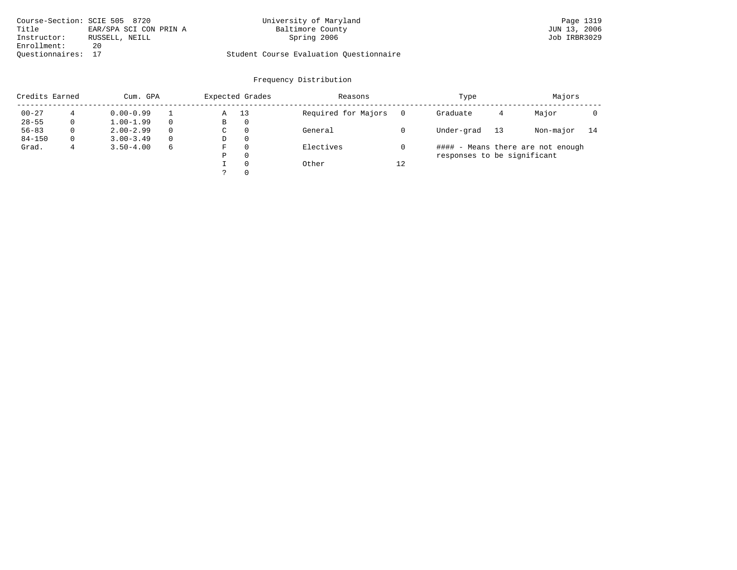Course-Section: SCIE 505 8720
Title: EAR/SPA SCI CON PRIN A
Instructor: RUSSELL, NEILL
Enrollment: 20
Questionnaires: 17

University of Maryland
Baltimore County
Spring 2006

Student Course Evaluation Questionnaire

## Frequency Distribution

| Credits Earned | | Cum. GPA | | Expected Grades | | Reasons | | Type | | Majors | |
|---|---|---|---|---|---|---|---|---|---|---|---|
| 00-27 | 4 | 0.00-0.99 | 1 | A | 13 | Required for Majors | 0 | Graduate | 4 | Major | 0 |
| 28-55 | 0 | 1.00-1.99 | 0 | B | 0 | | | | | | |
| 56-83 | 0 | 2.00-2.99 | 0 | C | 0 | General | 0 | Under-grad | 13 | Non-major | 14 |
| 84-150 | 0 | 3.00-3.49 | 0 | D | 0 | | | | | | |
| Grad. | 4 | 3.50-4.00 | 6 | F | 0 | Electives | 0 | | | | |
| | | | | P | 0 | | | | | | |
| | | | | I | 0 | Other | 12 | | | | |
| | | | | ? | 0 | | | | | | |

#### - Means there are not enough responses to be significant